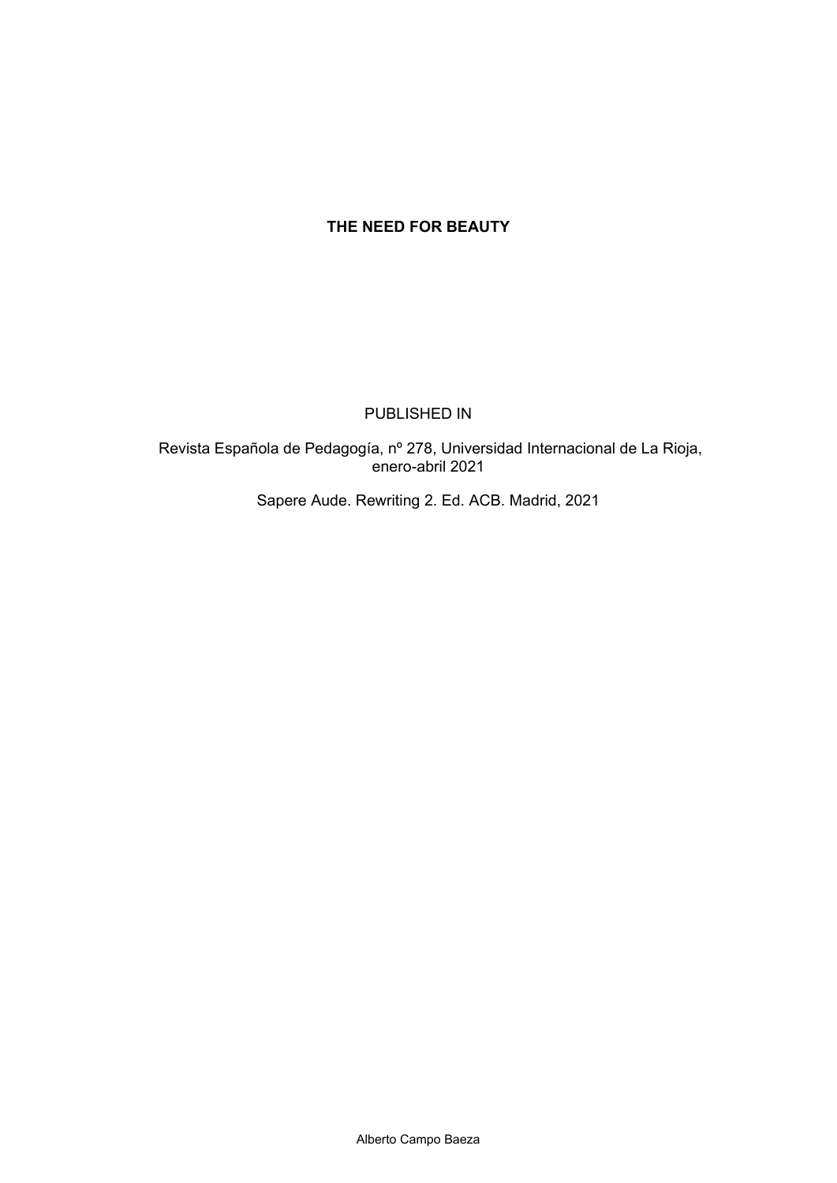# THE NEED FOR BEAUTY

PUBLISHED IN

Revista Española de Pedagogía, nº 278, Universidad Internacional de La Rioja, enero-abril 2021

Sapere Aude. Rewriting 2. Ed. ACB. Madrid, 2021

Alberto Campo Baeza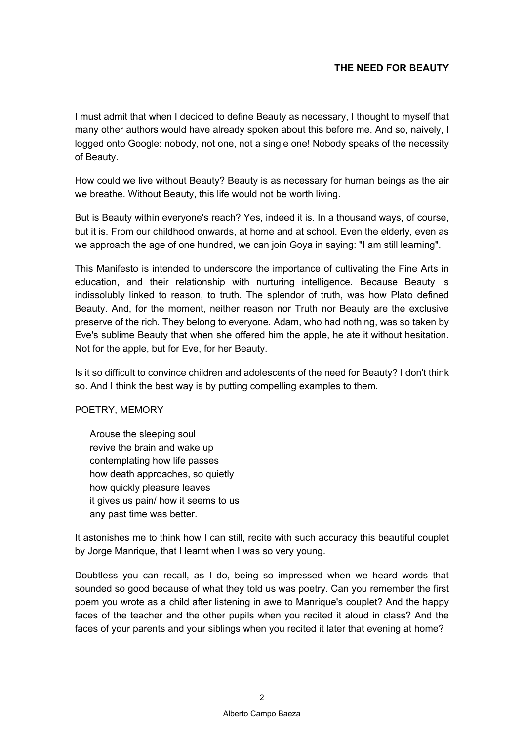## THE NEED FOR BEAUTY

I must admit that when I decided to define Beauty as necessary, I thought to myself that many other authors would have already spoken about this before me. And so, naively, I logged onto Google: nobody, not one, not a single one! Nobody speaks of the necessity of Beauty.

How could we live without Beauty? Beauty is as necessary for human beings as the air we breathe. Without Beauty, this life would not be worth living.

But is Beauty within everyone's reach? Yes, indeed it is. In a thousand ways, of course, but it is. From our childhood onwards, at home and at school. Even the elderly, even as we approach the age of one hundred, we can join Goya in saying: "I am still learning".

This Manifesto is intended to underscore the importance of cultivating the Fine Arts in education, and their relationship with nurturing intelligence. Because Beauty is indissolubly linked to reason, to truth. The splendor of truth, was how Plato defined Beauty. And, for the moment, neither reason nor Truth nor Beauty are the exclusive preserve of the rich. They belong to everyone. Adam, who had nothing, was so taken by Eve's sublime Beauty that when she offered him the apple, he ate it without hesitation. Not for the apple, but for Eve, for her Beauty.

Is it so difficult to convince children and adolescents of the need for Beauty? I don't think so. And I think the best way is by putting compelling examples to them.

POETRY, MEMORY

> Arouse the sleeping soul  
> revive the brain and wake up  
> contemplating how life passes  
> how death approaches, so quietly  
> how quickly pleasure leaves  
> it gives us pain/ how it seems to us  
> any past time was better.

It astonishes me to think how I can still, recite with such accuracy this beautiful couplet by Jorge Manrique, that I learnt when I was so very young.

Doubtless you can recall, as I do, being so impressed when we heard words that sounded so good because of what they told us was poetry. Can you remember the first poem you wrote as a child after listening in awe to Manrique's couplet? And the happy faces of the teacher and the other pupils when you recited it aloud in class? And the faces of your parents and your siblings when you recited it later that evening at home?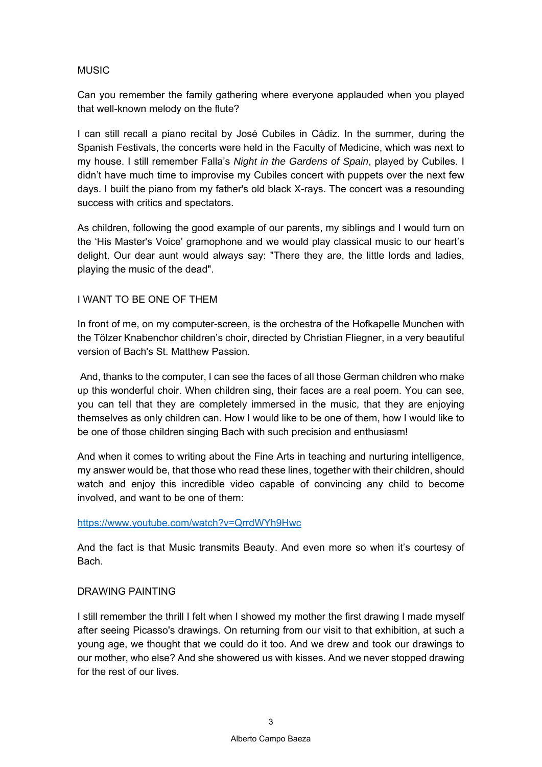## MUSIC

Can you remember the family gathering where everyone applauded when you played that well-known melody on the flute?

I can still recall a piano recital by José Cubiles in Cádiz. In the summer, during the Spanish Festivals, the concerts were held in the Faculty of Medicine, which was next to my house. I still remember Falla's *Night in the Gardens of Spain*, played by Cubiles. I didn't have much time to improvise my Cubiles concert with puppets over the next few days. I built the piano from my father's old black X-rays. The concert was a resounding success with critics and spectators.

As children, following the good example of our parents, my siblings and I would turn on the 'His Master's Voice' gramophone and we would play classical music to our heart's delight. Our dear aunt would always say: "There they are, the little lords and ladies, playing the music of the dead".

## I WANT TO BE ONE OF THEM

In front of me, on my computer-screen, is the orchestra of the Hofkapelle Munchen with the Tölzer Knabenchor children's choir, directed by Christian Fliegner, in a very beautiful version of Bach's St. Matthew Passion.

And, thanks to the computer, I can see the faces of all those German children who make up this wonderful choir. When children sing, their faces are a real poem. You can see, you can tell that they are completely immersed in the music, that they are enjoying themselves as only children can. How I would like to be one of them, how I would like to be one of those children singing Bach with such precision and enthusiasm!

And when it comes to writing about the Fine Arts in teaching and nurturing intelligence, my answer would be, that those who read these lines, together with their children, should watch and enjoy this incredible video capable of convincing any child to become involved, and want to be one of them:

https://www.youtube.com/watch?v=QrrdWYh9Hwc

And the fact is that Music transmits Beauty. And even more so when it's courtesy of Bach.

## DRAWING PAINTING

I still remember the thrill I felt when I showed my mother the first drawing I made myself after seeing Picasso's drawings. On returning from our visit to that exhibition, at such a young age, we thought that we could do it too. And we drew and took our drawings to our mother, who else? And she showered us with kisses. And we never stopped drawing for the rest of our lives.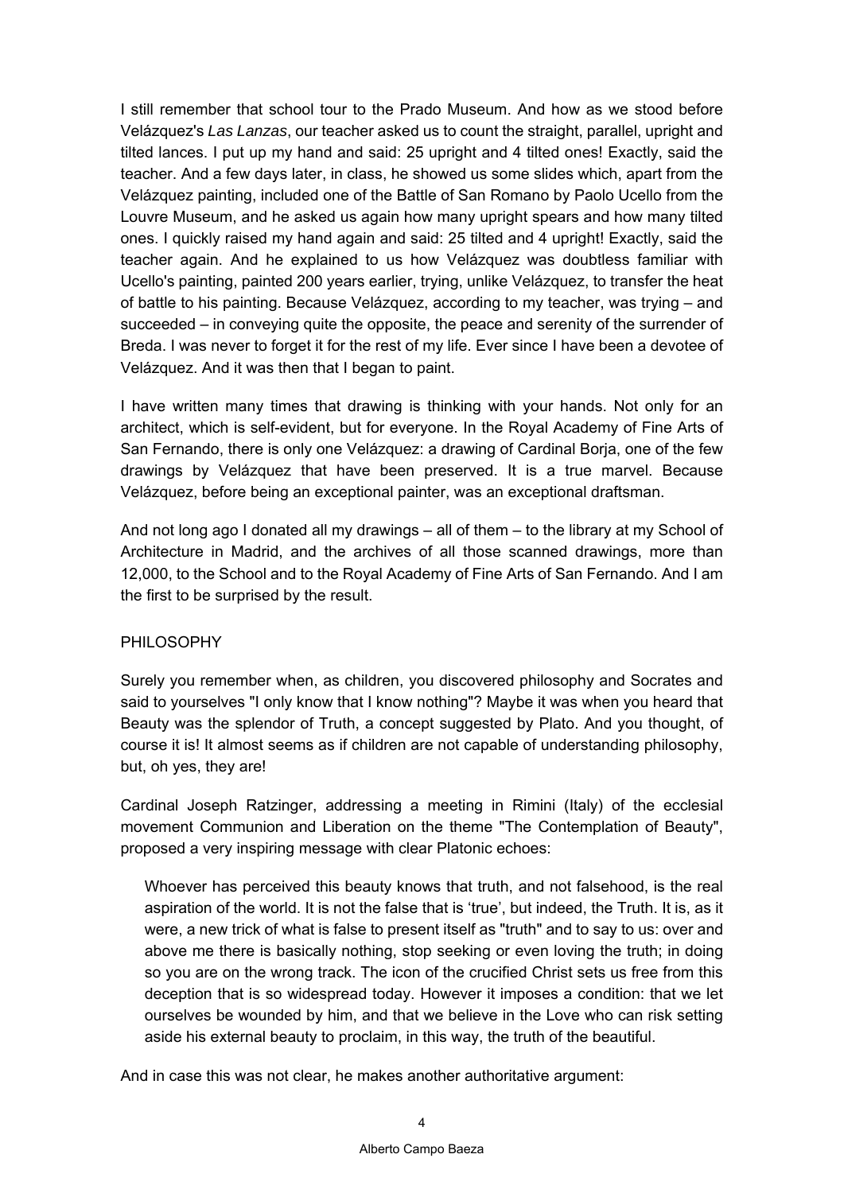I still remember that school tour to the Prado Museum. And how as we stood before Velázquez's *Las Lanzas*, our teacher asked us to count the straight, parallel, upright and tilted lances. I put up my hand and said: 25 upright and 4 tilted ones! Exactly, said the teacher. And a few days later, in class, he showed us some slides which, apart from the Velázquez painting, included one of the Battle of San Romano by Paolo Ucello from the Louvre Museum, and he asked us again how many upright spears and how many tilted ones. I quickly raised my hand again and said: 25 tilted and 4 upright! Exactly, said the teacher again. And he explained to us how Velázquez was doubtless familiar with Ucello's painting, painted 200 years earlier, trying, unlike Velázquez, to transfer the heat of battle to his painting. Because Velázquez, according to my teacher, was trying – and succeeded – in conveying quite the opposite, the peace and serenity of the surrender of Breda. I was never to forget it for the rest of my life. Ever since I have been a devotee of Velázquez. And it was then that I began to paint.

I have written many times that drawing is thinking with your hands. Not only for an architect, which is self-evident, but for everyone. In the Royal Academy of Fine Arts of San Fernando, there is only one Velázquez: a drawing of Cardinal Borja, one of the few drawings by Velázquez that have been preserved. It is a true marvel. Because Velázquez, before being an exceptional painter, was an exceptional draftsman.

And not long ago I donated all my drawings – all of them – to the library at my School of Architecture in Madrid, and the archives of all those scanned drawings, more than 12,000, to the School and to the Royal Academy of Fine Arts of San Fernando. And I am the first to be surprised by the result.

## PHILOSOPHY

Surely you remember when, as children, you discovered philosophy and Socrates and said to yourselves "I only know that I know nothing"? Maybe it was when you heard that Beauty was the splendor of Truth, a concept suggested by Plato. And you thought, of course it is! It almost seems as if children are not capable of understanding philosophy, but, oh yes, they are!

Cardinal Joseph Ratzinger, addressing a meeting in Rimini (Italy) of the ecclesial movement Communion and Liberation on the theme "The Contemplation of Beauty", proposed a very inspiring message with clear Platonic echoes:

> Whoever has perceived this beauty knows that truth, and not falsehood, is the real aspiration of the world. It is not the false that is 'true', but indeed, the Truth. It is, as it were, a new trick of what is false to present itself as "truth" and to say to us: over and above me there is basically nothing, stop seeking or even loving the truth; in doing so you are on the wrong track. The icon of the crucified Christ sets us free from this deception that is so widespread today. However it imposes a condition: that we let ourselves be wounded by him, and that we believe in the Love who can risk setting aside his external beauty to proclaim, in this way, the truth of the beautiful.

And in case this was not clear, he makes another authoritative argument: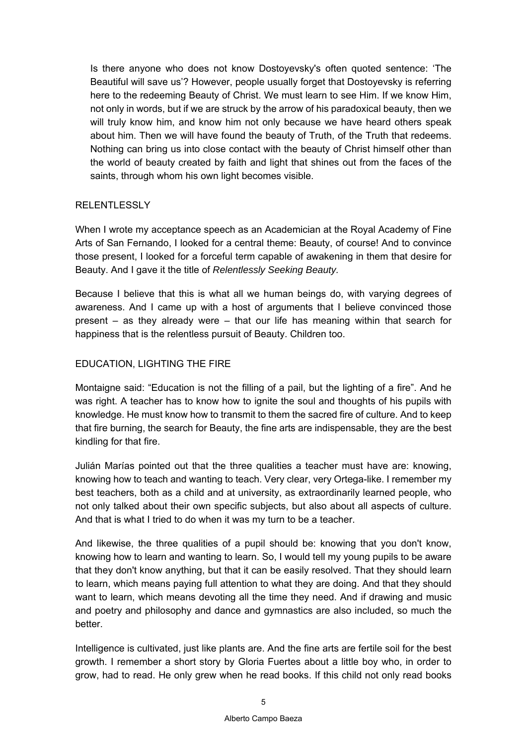> Is there anyone who does not know Dostoyevsky's often quoted sentence: 'The Beautiful will save us'? However, people usually forget that Dostoyevsky is referring here to the redeeming Beauty of Christ. We must learn to see Him. If we know Him, not only in words, but if we are struck by the arrow of his paradoxical beauty, then we will truly know him, and know him not only because we have heard others speak about him. Then we will have found the beauty of Truth, of the Truth that redeems. Nothing can bring us into close contact with the beauty of Christ himself other than the world of beauty created by faith and light that shines out from the faces of the saints, through whom his own light becomes visible.

## RELENTLESSLY

When I wrote my acceptance speech as an Academician at the Royal Academy of Fine Arts of San Fernando, I looked for a central theme: Beauty, of course! And to convince those present, I looked for a forceful term capable of awakening in them that desire for Beauty. And I gave it the title of *Relentlessly Seeking Beauty.*

Because I believe that this is what all we human beings do, with varying degrees of awareness. And I came up with a host of arguments that I believe convinced those present – as they already were – that our life has meaning within that search for happiness that is the relentless pursuit of Beauty. Children too.

## EDUCATION, LIGHTING THE FIRE

Montaigne said: "Education is not the filling of a pail, but the lighting of a fire". And he was right. A teacher has to know how to ignite the soul and thoughts of his pupils with knowledge. He must know how to transmit to them the sacred fire of culture. And to keep that fire burning, the search for Beauty, the fine arts are indispensable, they are the best kindling for that fire.

Julián Marías pointed out that the three qualities a teacher must have are: knowing, knowing how to teach and wanting to teach. Very clear, very Ortega-like. I remember my best teachers, both as a child and at university, as extraordinarily learned people, who not only talked about their own specific subjects, but also about all aspects of culture. And that is what I tried to do when it was my turn to be a teacher.

And likewise, the three qualities of a pupil should be: knowing that you don't know, knowing how to learn and wanting to learn. So, I would tell my young pupils to be aware that they don't know anything, but that it can be easily resolved. That they should learn to learn, which means paying full attention to what they are doing. And that they should want to learn, which means devoting all the time they need. And if drawing and music and poetry and philosophy and dance and gymnastics are also included, so much the better.

Intelligence is cultivated, just like plants are. And the fine arts are fertile soil for the best growth. I remember a short story by Gloria Fuertes about a little boy who, in order to grow, had to read. He only grew when he read books. If this child not only read books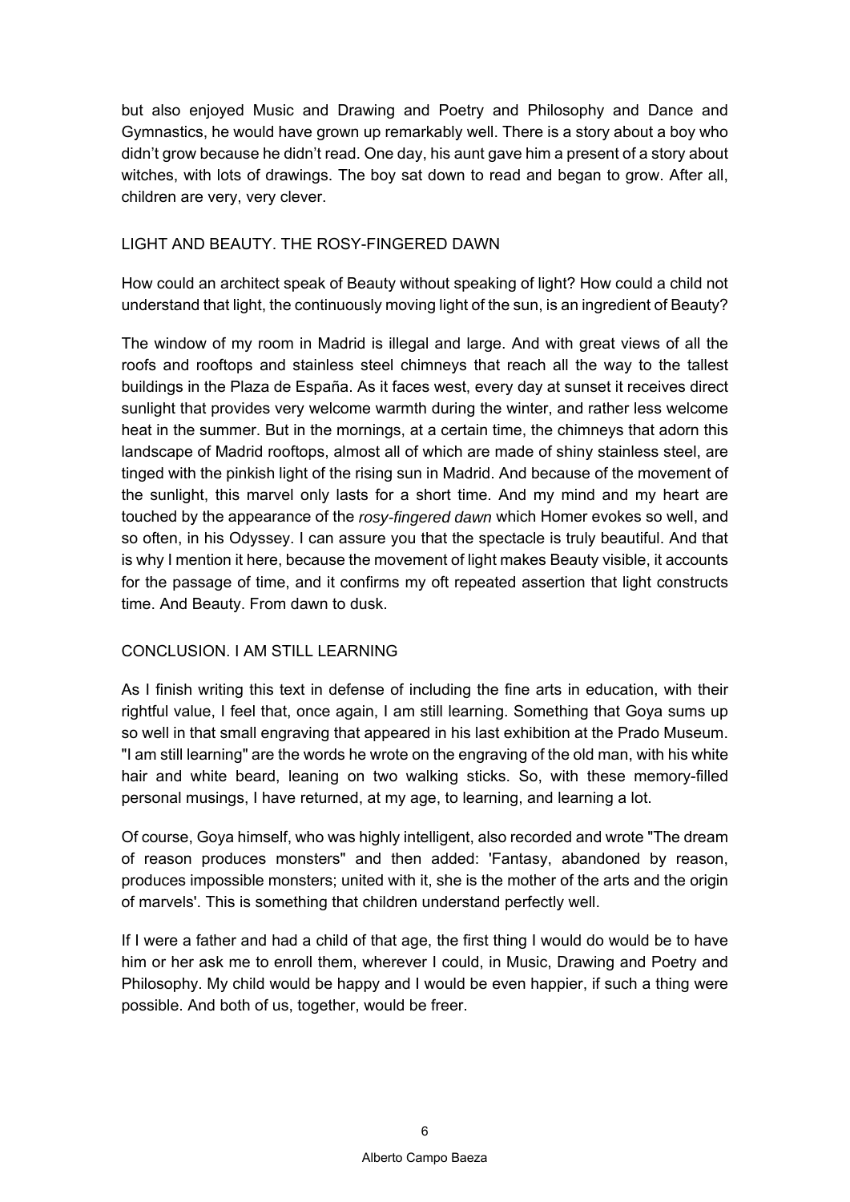but also enjoyed Music and Drawing and Poetry and Philosophy and Dance and Gymnastics, he would have grown up remarkably well. There is a story about a boy who didn't grow because he didn't read. One day, his aunt gave him a present of a story about witches, with lots of drawings. The boy sat down to read and began to grow. After all, children are very, very clever.

## LIGHT AND BEAUTY. THE ROSY-FINGERED DAWN

How could an architect speak of Beauty without speaking of light? How could a child not understand that light, the continuously moving light of the sun, is an ingredient of Beauty?

The window of my room in Madrid is illegal and large. And with great views of all the roofs and rooftops and stainless steel chimneys that reach all the way to the tallest buildings in the Plaza de España. As it faces west, every day at sunset it receives direct sunlight that provides very welcome warmth during the winter, and rather less welcome heat in the summer. But in the mornings, at a certain time, the chimneys that adorn this landscape of Madrid rooftops, almost all of which are made of shiny stainless steel, are tinged with the pinkish light of the rising sun in Madrid. And because of the movement of the sunlight, this marvel only lasts for a short time. And my mind and my heart are touched by the appearance of the *rosy-fingered dawn* which Homer evokes so well, and so often, in his Odyssey. I can assure you that the spectacle is truly beautiful. And that is why I mention it here, because the movement of light makes Beauty visible, it accounts for the passage of time, and it confirms my oft repeated assertion that light constructs time. And Beauty. From dawn to dusk.

## CONCLUSION. I AM STILL LEARNING

As I finish writing this text in defense of including the fine arts in education, with their rightful value, I feel that, once again, I am still learning. Something that Goya sums up so well in that small engraving that appeared in his last exhibition at the Prado Museum. "I am still learning" are the words he wrote on the engraving of the old man, with his white hair and white beard, leaning on two walking sticks. So, with these memory-filled personal musings, I have returned, at my age, to learning, and learning a lot.

Of course, Goya himself, who was highly intelligent, also recorded and wrote "The dream of reason produces monsters" and then added: 'Fantasy, abandoned by reason, produces impossible monsters; united with it, she is the mother of the arts and the origin of marvels'. This is something that children understand perfectly well.

If I were a father and had a child of that age, the first thing I would do would be to have him or her ask me to enroll them, wherever I could, in Music, Drawing and Poetry and Philosophy. My child would be happy and I would be even happier, if such a thing were possible. And both of us, together, would be freer.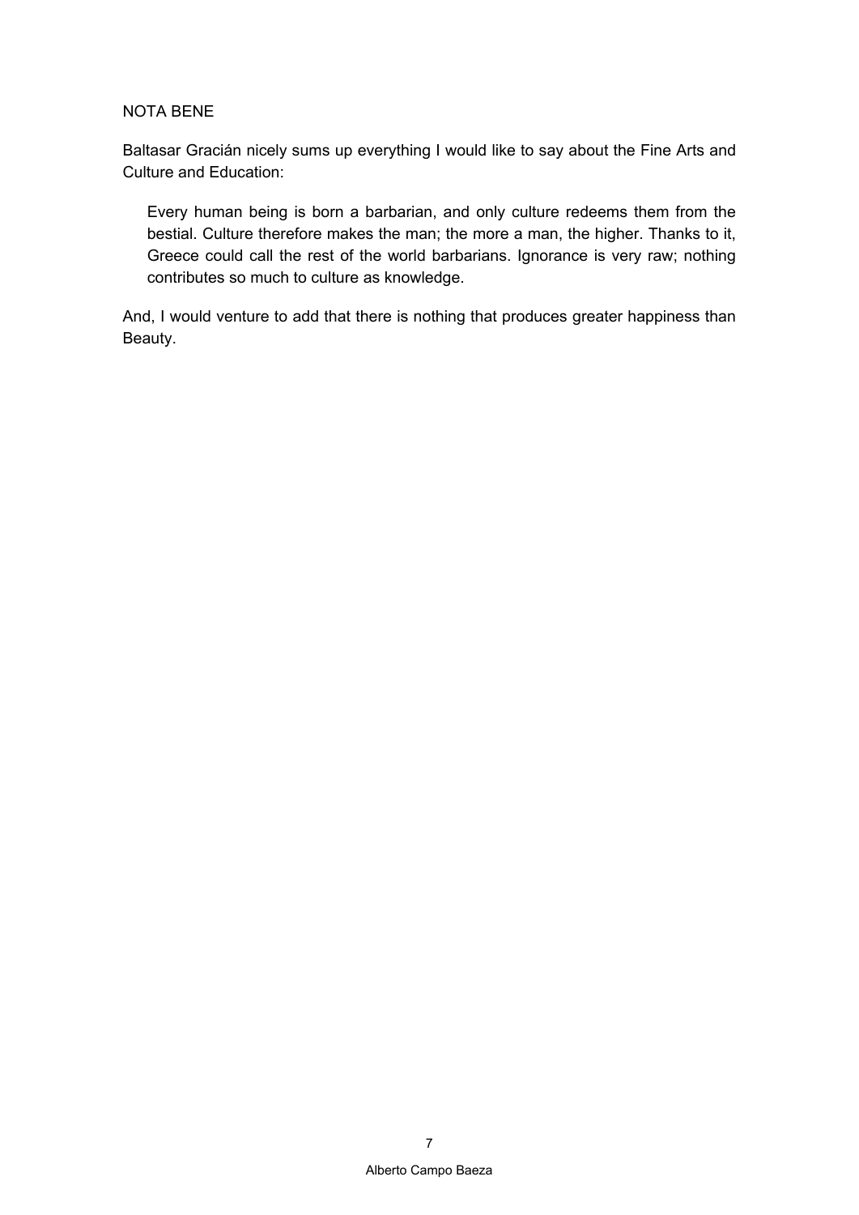NOTA BENE

Baltasar Gracián nicely sums up everything I would like to say about the Fine Arts and Culture and Education:

> Every human being is born a barbarian, and only culture redeems them from the bestial. Culture therefore makes the man; the more a man, the higher. Thanks to it, Greece could call the rest of the world barbarians. Ignorance is very raw; nothing contributes so much to culture as knowledge.

And, I would venture to add that there is nothing that produces greater happiness than Beauty.